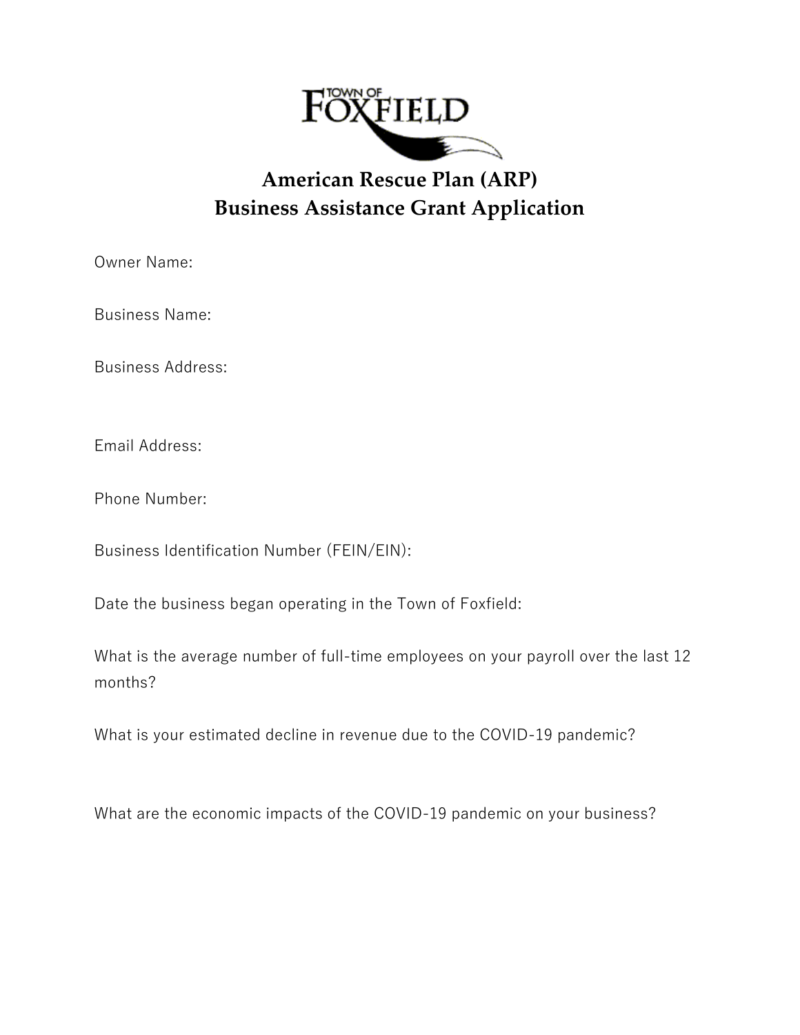TOWN OF FOXFIELD

# American Rescue Plan (ARP)
# Business Assistance Grant Application

Owner Name:

Business Name:

Business Address:

Email Address:

Phone Number:

Business Identification Number (FEIN/EIN):

Date the business began operating in the Town of Foxfield:

What is the average number of full-time employees on your payroll over the last 12 months?

What is your estimated decline in revenue due to the COVID-19 pandemic?

What are the economic impacts of the COVID-19 pandemic on your business?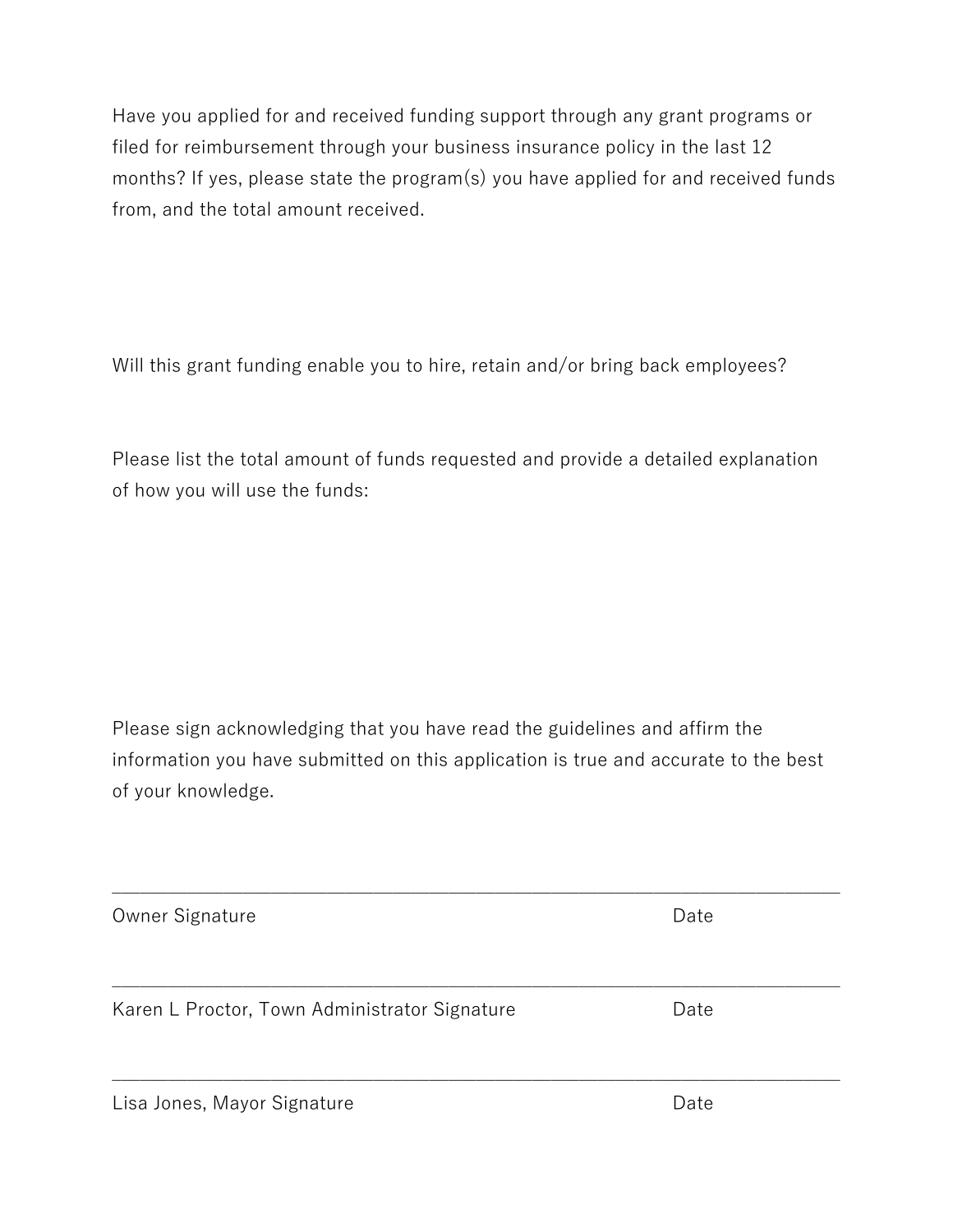Have you applied for and received funding support through any grant programs or filed for reimbursement through your business insurance policy in the last 12 months? If yes, please state the program(s) you have applied for and received funds from, and the total amount received.

Will this grant funding enable you to hire, retain and/or bring back employees?

Please list the total amount of funds requested and provide a detailed explanation of how you will use the funds:

Please sign acknowledging that you have read the guidelines and affirm the information you have submitted on this application is true and accurate to the best of your knowledge.

\_\_\_\_\_\_\_\_\_\_\_\_\_\_\_\_\_\_\_\_\_\_\_\_\_\_\_\_\_\_\_\_\_\_\_\_\_\_\_\_\_\_\_\_\_\_\_\_\_\_\_\_\_\_\_\_\_\_\_\_\_\_\_\_\_\_\_\_

Owner Signature                                                                                    Date

\_\_\_\_\_\_\_\_\_\_\_\_\_\_\_\_\_\_\_\_\_\_\_\_\_\_\_\_\_\_\_\_\_\_\_\_\_\_\_\_\_\_\_\_\_\_\_\_\_\_\_\_\_\_\_\_\_\_\_\_\_\_\_\_\_\_\_\_

Karen L Proctor, Town Administrator Signature                                    Date

\_\_\_\_\_\_\_\_\_\_\_\_\_\_\_\_\_\_\_\_\_\_\_\_\_\_\_\_\_\_\_\_\_\_\_\_\_\_\_\_\_\_\_\_\_\_\_\_\_\_\_\_\_\_\_\_\_\_\_\_\_\_\_\_\_\_\_\_

Lisa Jones, Mayor Signature                                                                    Date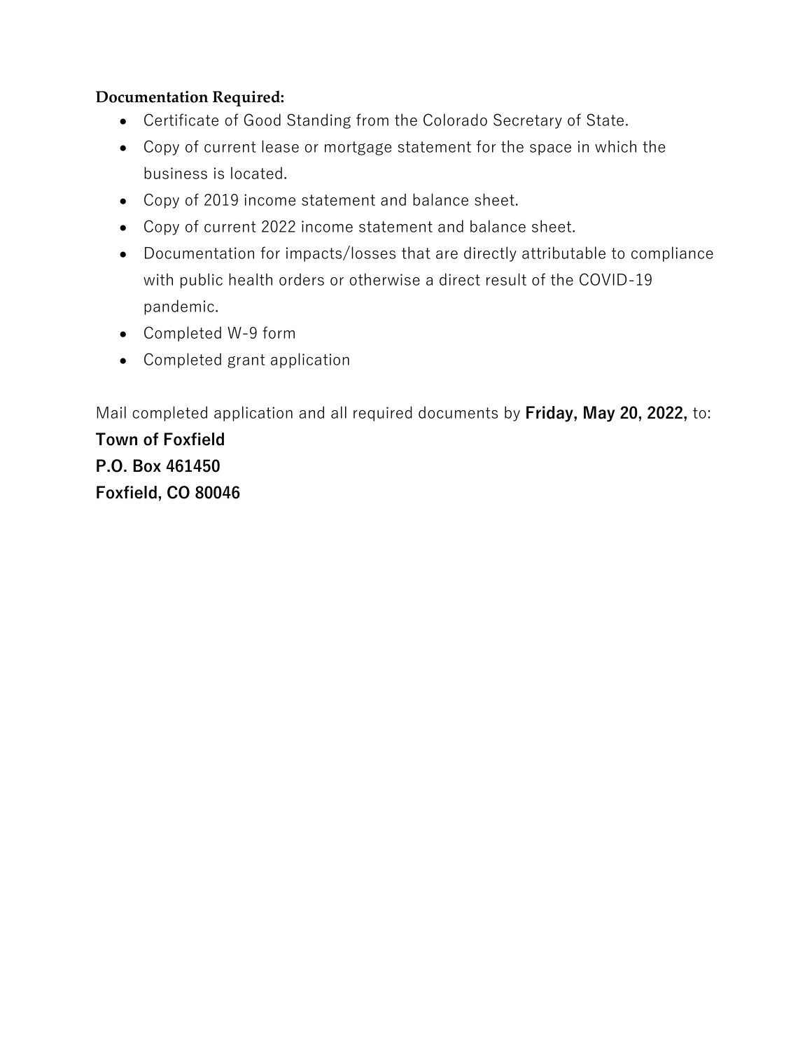**Documentation Required:**

- Certificate of Good Standing from the Colorado Secretary of State.
- Copy of current lease or mortgage statement for the space in which the business is located.
- Copy of 2019 income statement and balance sheet.
- Copy of current 2022 income statement and balance sheet.
- Documentation for impacts/losses that are directly attributable to compliance with public health orders or otherwise a direct result of the COVID-19 pandemic.
- Completed W-9 form
- Completed grant application

Mail completed application and all required documents by **Friday, May 20, 2022,** to:

**Town of Foxfield**
**P.O. Box 461450**
**Foxfield, CO 80046**